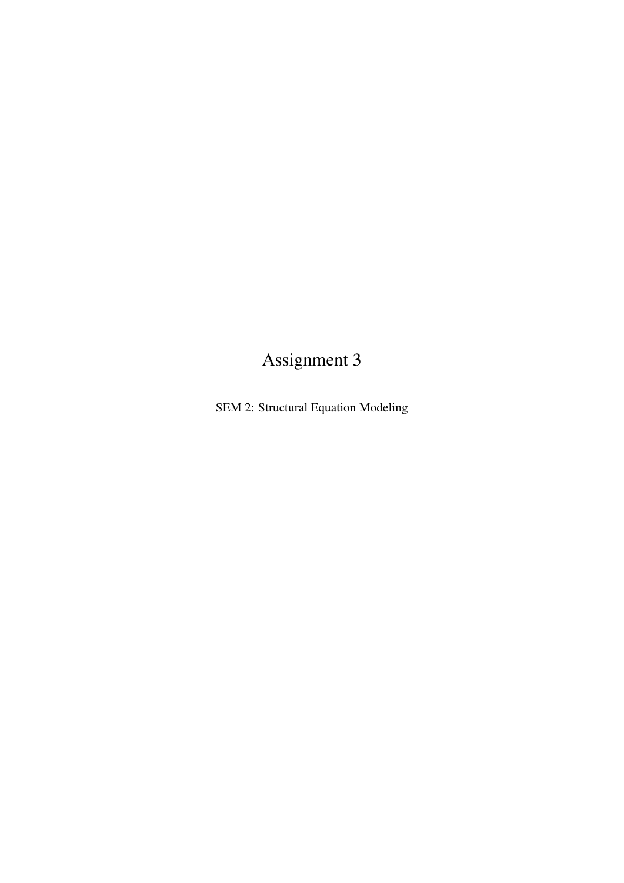# Assignment 3

SEM 2: Structural Equation Modeling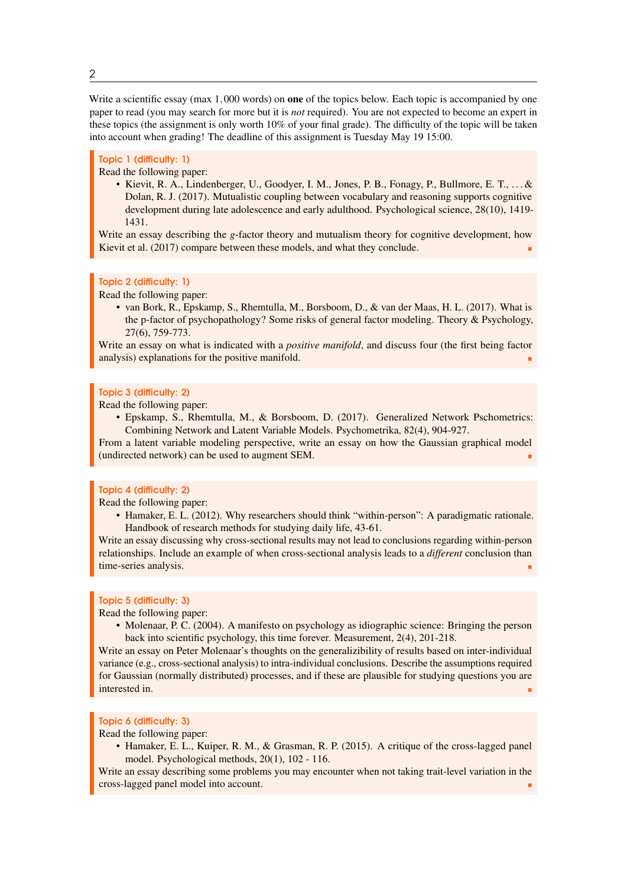Write a scientific essay (max 1,000 words) on **one** of the topics below. Each topic is accompanied by one paper to read (you may search for more but it is *not* required). You are not expected to become an expert in these topics (the assignment is only worth 10% of your final grade). The difficulty of the topic will be taken into account when grading! The deadline of this assignment is Tuesday May 19 15:00.

### Topic 1 (difficulty: 1)

Read the following paper:

- Kievit, R. A., Lindenberger, U., Goodyer, I. M., Jones, P. B., Fonagy, P., Bullmore, E. T., ... & Dolan, R. J. (2017). Mutualistic coupling between vocabulary and reasoning supports cognitive development during late adolescence and early adulthood. Psychological science, 28(10), 1419-1431.

Write an essay describing the *g*-factor theory and mutualism theory for cognitive development, how Kievit et al. (2017) compare between these models, and what they conclude.

### Topic 2 (difficulty: 1)

Read the following paper:

- van Bork, R., Epskamp, S., Rhemtulla, M., Borsboom, D., & van der Maas, H. L. (2017). What is the p-factor of psychopathology? Some risks of general factor modeling. Theory & Psychology, 27(6), 759-773.

Write an essay on what is indicated with a *positive manifold*, and discuss four (the first being factor analysis) explanations for the positive manifold.

### Topic 3 (difficulty: 2)

Read the following paper:

- Epskamp, S., Rhemtulla, M., & Borsboom, D. (2017). Generalized Network Pschometrics: Combining Network and Latent Variable Models. Psychometrika, 82(4), 904-927.

From a latent variable modeling perspective, write an essay on how the Gaussian graphical model (undirected network) can be used to augment SEM.

### Topic 4 (difficulty: 2)

Read the following paper:

- Hamaker, E. L. (2012). Why researchers should think "within-person": A paradigmatic rationale. Handbook of research methods for studying daily life, 43-61.

Write an essay discussing why cross-sectional results may not lead to conclusions regarding within-person relationships. Include an example of when cross-sectional analysis leads to a *different* conclusion than time-series analysis.

### Topic 5 (difficulty: 3)

Read the following paper:

- Molenaar, P. C. (2004). A manifesto on psychology as idiographic science: Bringing the person back into scientific psychology, this time forever. Measurement, 2(4), 201-218.

Write an essay on Peter Molenaar's thoughts on the generalizibility of results based on inter-individual variance (e.g., cross-sectional analysis) to intra-individual conclusions. Describe the assumptions required for Gaussian (normally distributed) processes, and if these are plausible for studying questions you are interested in.

### Topic 6 (difficulty: 3)

Read the following paper:

- Hamaker, E. L., Kuiper, R. M., & Grasman, R. P. (2015). A critique of the cross-lagged panel model. Psychological methods, 20(1), 102 - 116.

Write an essay describing some problems you may encounter when not taking trait-level variation in the cross-lagged panel model into account.